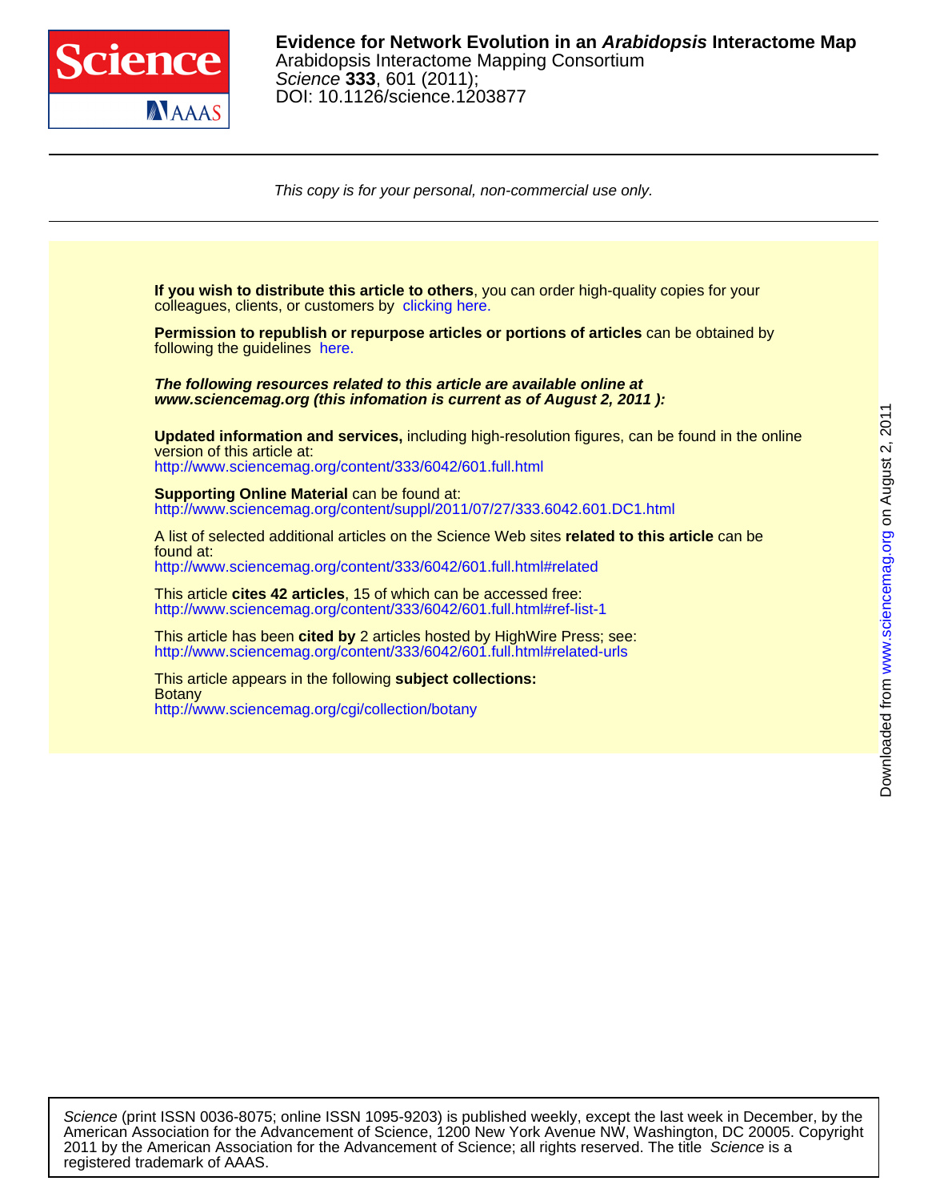**Evidence for Network Evolution in an *Arabidopsis* Interactome Map**
Arabidopsis Interactome Mapping Consortium
*Science* **333**, 601 (2011);
DOI: 10.1126/science.1203877

*This copy is for your personal, non-commercial use only.*

**If you wish to distribute this article to others**, you can order high-quality copies for your colleagues, clients, or customers by clicking here.

**Permission to republish or repurpose articles or portions of articles** can be obtained by following the guidelines here.

***The following resources related to this article are available online at www.sciencemag.org (this infomation is current as of August 2, 2011 ):***

**Updated information and services,** including high-resolution figures, can be found in the online version of this article at:
http://www.sciencemag.org/content/333/6042/601.full.html

**Supporting Online Material** can be found at:
http://www.sciencemag.org/content/suppl/2011/07/27/333.6042.601.DC1.html

A list of selected additional articles on the Science Web sites **related to this article** can be found at:
http://www.sciencemag.org/content/333/6042/601.full.html#related

This article **cites 42 articles**, 15 of which can be accessed free:
http://www.sciencemag.org/content/333/6042/601.full.html#ref-list-1

This article has been **cited by** 2 articles hosted by HighWire Press; see:
http://www.sciencemag.org/content/333/6042/601.full.html#related-urls

This article appears in the following **subject collections:**
Botany
http://www.sciencemag.org/cgi/collection/botany

*Science* (print ISSN 0036-8075; online ISSN 1095-9203) is published weekly, except the last week in December, by the American Association for the Advancement of Science, 1200 New York Avenue NW, Washington, DC 20005. Copyright 2011 by the American Association for the Advancement of Science; all rights reserved. The title *Science* is a registered trademark of AAAS.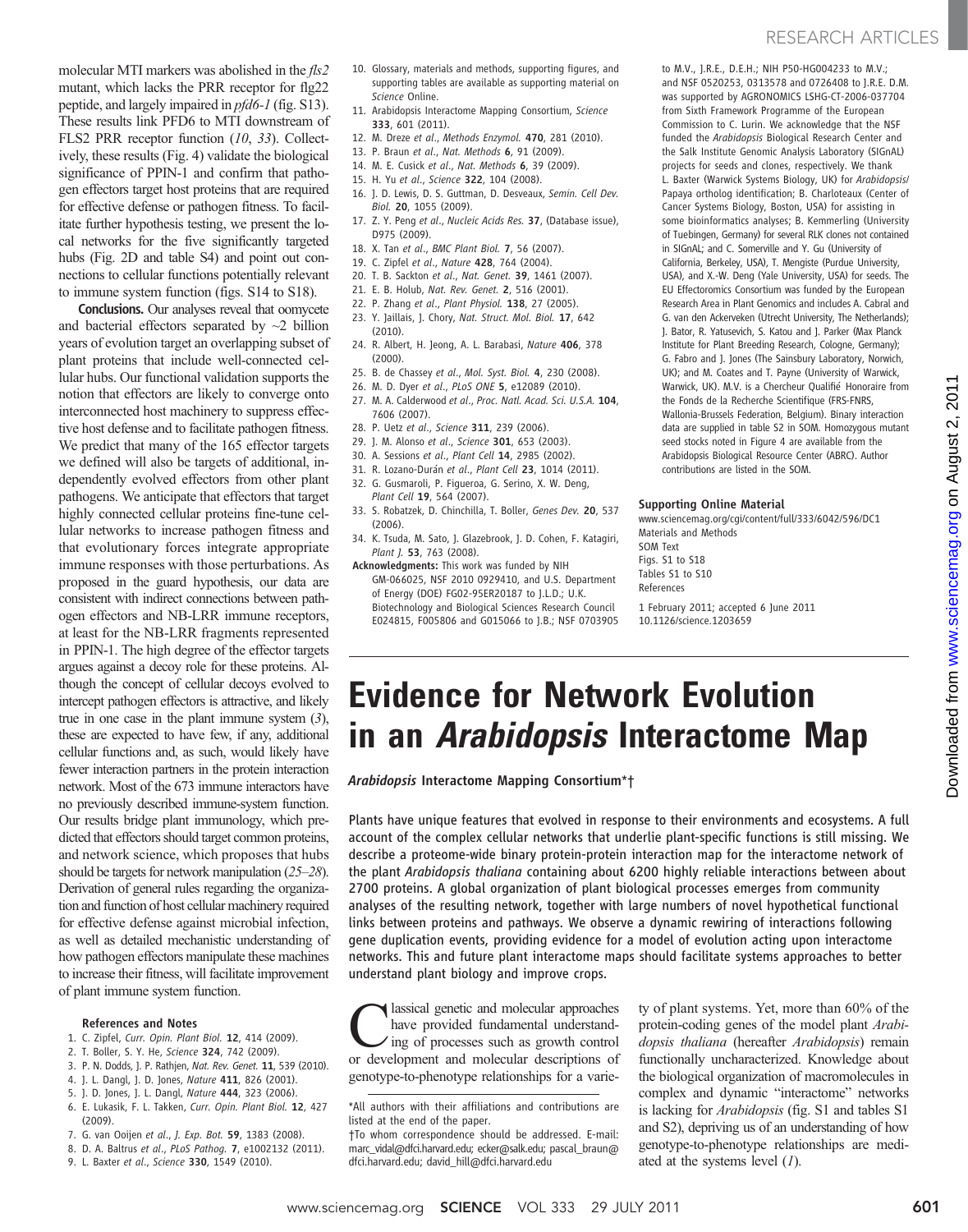molecular MTI markers was abolished in the *fls2* mutant, which lacks the PRR receptor for flg22 peptide, and largely impaired in *pfd6-1* (fig. S13). These results link PFD6 to MTI downstream of FLS2 PRR receptor function (*10*, *33*). Collectively, these results (Fig. 4) validate the biological significance of PPIN-1 and confirm that pathogen effectors target host proteins that are required for effective defense or pathogen fitness. To facilitate further hypothesis testing, we present the local networks for the five significantly targeted hubs (Fig. 2D and table S4) and point out connections to cellular functions potentially relevant to immune system function (figs. S14 to S18).

**Conclusions.** Our analyses reveal that oomycete and bacterial effectors separated by ~2 billion years of evolution target an overlapping subset of plant proteins that include well-connected cellular hubs. Our functional validation supports the notion that effectors are likely to converge onto interconnected host machinery to suppress effective host defense and to facilitate pathogen fitness. We predict that many of the 165 effector targets we defined will also be targets of additional, independently evolved effectors from other plant pathogens. We anticipate that effectors that target highly connected cellular proteins fine-tune cellular networks to increase pathogen fitness and that evolutionary forces integrate appropriate immune responses with those perturbations. As proposed in the guard hypothesis, our data are consistent with indirect connections between pathogen effectors and NB-LRR immune receptors, at least for the NB-LRR fragments represented in PPIN-1. The high degree of the effector targets argues against a decoy role for these proteins. Although the concept of cellular decoys evolved to intercept pathogen effectors is attractive, and likely true in one case in the plant immune system (*3*), these are expected to have few, if any, additional cellular functions and, as such, would likely have fewer interaction partners in the protein interaction network. Most of the 673 immune interactors have no previously described immune-system function. Our results bridge plant immunology, which predicted that effectors should target common proteins, and network science, which proposes that hubs should be targets for network manipulation (*25*–*28*). Derivation of general rules regarding the organization and function of host cellular machinery required for effective defense against microbial infection, as well as detailed mechanistic understanding of how pathogen effectors manipulate these machines to increase their fitness, will facilitate improvement of plant immune system function.

#### References and Notes

1. C. Zipfel, *Curr. Opin. Plant Biol.* **12**, 414 (2009).
2. T. Boller, S. Y. He, *Science* **324**, 742 (2009).
3. P. N. Dodds, J. P. Rathjen, *Nat. Rev. Genet.* **11**, 539 (2010).
4. J. L. Dangl, J. D. Jones, *Nature* **411**, 826 (2001).
5. J. D. Jones, J. L. Dangl, *Nature* **444**, 323 (2006).
6. E. Lukasik, F. L. Takken, *Curr. Opin. Plant Biol.* **12**, 427 (2009).
7. G. van Ooijen *et al.*, *J. Exp. Bot.* **59**, 1383 (2008).
8. D. A. Baltrus *et al.*, *PLoS Pathog.* **7**, e1002132 (2011).
9. L. Baxter *et al.*, *Science* **330**, 1549 (2010).
10. Glossary, materials and methods, supporting figures, and supporting tables are available as supporting material on *Science* Online.
11. Arabidopsis Interactome Mapping Consortium, *Science* **333**, 601 (2011).
12. M. Dreze *et al.*, *Methods Enzymol.* **470**, 281 (2010).
13. P. Braun *et al.*, *Nat. Methods* **6**, 91 (2009).
14. M. E. Cusick *et al.*, *Nat. Methods* **6**, 39 (2009).
15. H. Yu *et al.*, *Science* **322**, 104 (2008).
16. J. D. Lewis, D. S. Guttman, D. Desveaux, *Semin. Cell Dev. Biol.* **20**, 1055 (2009).
17. Z. Y. Peng *et al.*, *Nucleic Acids Res.* **37**, (Database issue), D975 (2009).
18. X. Tan *et al.*, *BMC Plant Biol.* **7**, 56 (2007).
19. C. Zipfel *et al.*, *Nature* **428**, 764 (2004).
20. T. B. Sackton *et al.*, *Nat. Genet.* **39**, 1461 (2007).
21. E. B. Holub, *Nat. Rev. Genet.* **2**, 516 (2001).
22. P. Zhang *et al.*, *Plant Physiol.* **138**, 27 (2005).
23. Y. Jaillais, J. Chory, *Nat. Struct. Mol. Biol.* **17**, 642 (2010).
24. R. Albert, H. Jeong, A. L. Barabasi, *Nature* **406**, 378 (2000).
25. B. de Chassey *et al.*, *Mol. Syst. Biol.* **4**, 230 (2008).
26. M. D. Dyer *et al.*, *PLoS ONE* **5**, e12089 (2010).
27. M. A. Calderwood *et al.*, *Proc. Natl. Acad. Sci. U.S.A.* **104**, 7606 (2007).
28. P. Uetz *et al.*, *Science* **311**, 239 (2006).
29. J. M. Alonso *et al.*, *Science* **301**, 653 (2003).
30. A. Sessions *et al.*, *Plant Cell* **14**, 2985 (2002).
31. R. Lozano-Durán *et al.*, *Plant Cell* **23**, 1014 (2011).
32. G. Gusmaroli, P. Figueroa, G. Serino, X. W. Deng, *Plant Cell* **19**, 564 (2007).
33. S. Robatzek, D. Chinchilla, T. Boller, *Genes Dev.* **20**, 537 (2006).
34. K. Tsuda, M. Sato, J. Glazebrook, J. D. Cohen, F. Katagiri, *Plant J.* **53**, 763 (2008).

**Acknowledgments:** This work was funded by NIH GM-066025, NSF 2010 0929410, and U.S. Department of Energy (DOE) FG02-95ER20187 to J.L.D.; U.K. Biotechnology and Biological Sciences Research Council E024815, F005806 and G015066 to J.B.; NSF 0703905 to M.V., J.R.E., D.E.H.; NIH P50-HG004233 to M.V.; and NSF 0520253, 0313578 and 0726408 to J.R.E. D.M. was supported by AGRONOMICS LSHG-CT-2006-037704 from Sixth Framework Programme of the European Commission to C. Lurin. We acknowledge that the NSF funded the *Arabidopsis* Biological Research Center and the Salk Institute Genomic Analysis Laboratory (SIGnAL) projects for seeds and clones, respectively. We thank L. Baxter (Warwick Systems Biology, UK) for *Arabidopsis*/Papaya ortholog identification; B. Charloteaux (Center of Cancer Systems Biology, Boston, USA) for assisting in some bioinformatics analyses; B. Kemmerling (University of Tuebingen, Germany) for several RLK clones not contained in SIGnAL; and C. Somerville and Y. Gu (University of California, Berkeley, USA), T. Mengiste (Purdue University, USA), and X.-W. Deng (Yale University, USA) for seeds. The EU Effectoromics Consortium was funded by the European Research Area in Plant Genomics and includes A. Cabral and G. van den Ackerveken (Utrecht University, The Netherlands); J. Bator, R. Yatusevich, S. Katou and J. Parker (Max Planck Institute for Plant Breeding Research, Cologne, Germany); G. Fabro and J. Jones (The Sainsbury Laboratory, Norwich, UK); and M. Coates and T. Payne (University of Warwick, Warwick, UK). M.V. is a Chercheur Qualifié Honoraire from the Fonds de la Recherche Scientifique (FRS-FNRS, Wallonia-Brussels Federation, Belgium). Binary interaction data are supplied in table S2 in SOM. Homozygous mutant seed stocks noted in Figure 4 are available from the Arabidopsis Biological Resource Center (ABRC). Author contributions are listed in the SOM.

#### Supporting Online Material

www.sciencemag.org/cgi/content/full/333/6042/596/DC1
Materials and Methods
SOM Text
Figs. S1 to S18
Tables S1 to S10
References

1 February 2011; accepted 6 June 2011
10.1126/science.1203659

# Evidence for Network Evolution in an *Arabidopsis* Interactome Map

***Arabidopsis* Interactome Mapping Consortium*†**

Plants have unique features that evolved in response to their environments and ecosystems. A full account of the complex cellular networks that underlie plant-specific functions is still missing. We describe a proteome-wide binary protein-protein interaction map for the interactome network of the plant *Arabidopsis thaliana* containing about 6200 highly reliable interactions between about 2700 proteins. A global organization of plant biological processes emerges from community analyses of the resulting network, together with large numbers of novel hypothetical functional links between proteins and pathways. We observe a dynamic rewiring of interactions following gene duplication events, providing evidence for a model of evolution acting upon interactome networks. This and future plant interactome maps should facilitate systems approaches to better understand plant biology and improve crops.

Classical genetic and molecular approaches have provided fundamental understanding of processes such as growth control or development and molecular descriptions of genotype-to-phenotype relationships for a variety of plant systems. Yet, more than 60% of the protein-coding genes of the model plant *Arabidopsis thaliana* (hereafter *Arabidopsis*) remain functionally uncharacterized. Knowledge about the biological organization of macromolecules in complex and dynamic "interactome" networks is lacking for *Arabidopsis* (fig. S1 and tables S1 and S2), depriving us of an understanding of how genotype-to-phenotype relationships are mediated at the systems level (*1*).

*All authors with their affiliations and contributions are listed at the end of the paper.
†To whom correspondence should be addressed. E-mail: marc_vidal@dfci.harvard.edu; ecker@salk.edu; pascal_braun@dfci.harvard.edu; david_hill@dfci.harvard.edu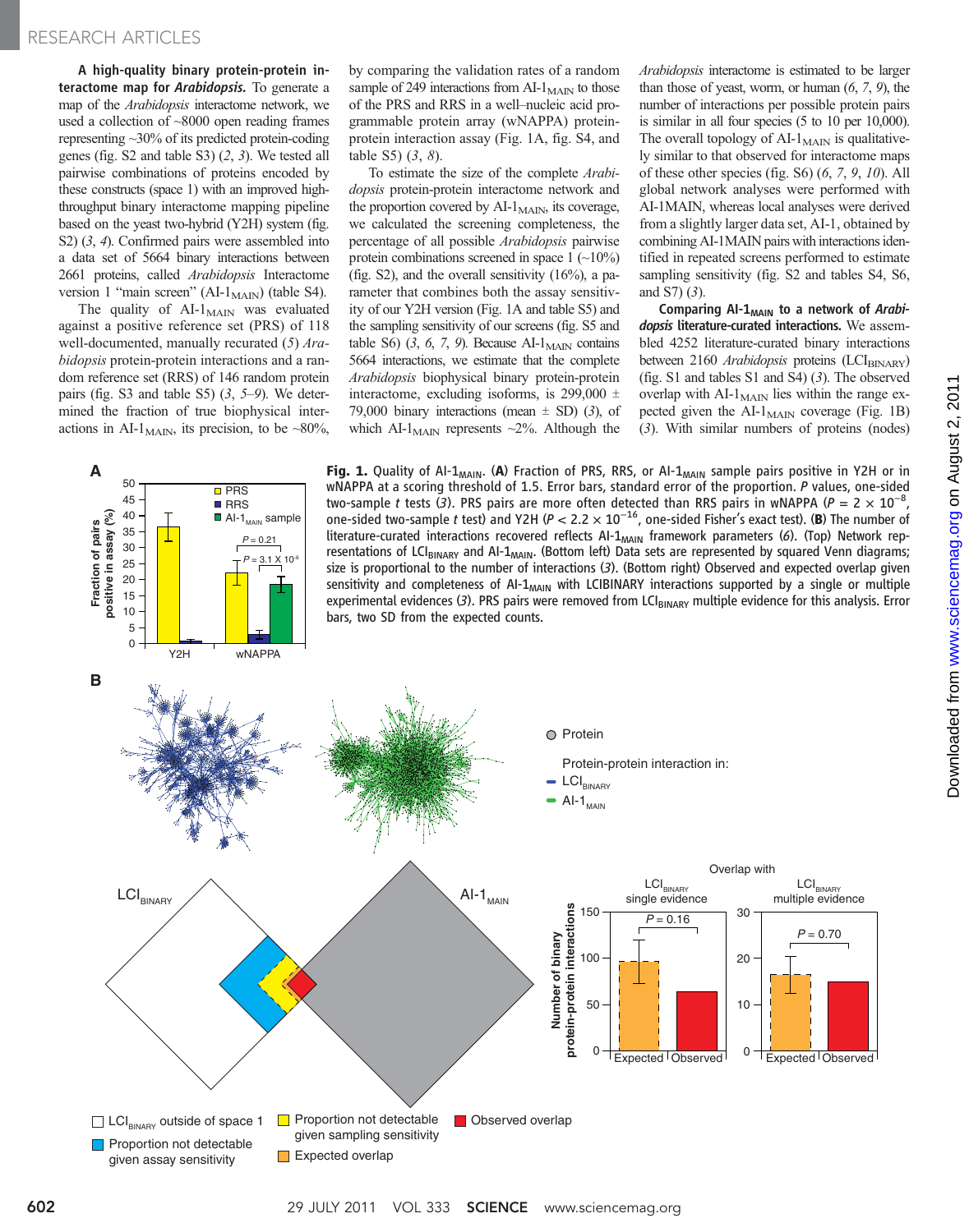**A high-quality binary protein-protein interactome map for *Arabidopsis*.** To generate a map of the *Arabidopsis* interactome network, we used a collection of ~8000 open reading frames representing ~30% of its predicted protein-coding genes (fig. S2 and table S3) (*2*, *3*). We tested all pairwise combinations of proteins encoded by these constructs (space 1) with an improved high-throughput binary interactome mapping pipeline based on the yeast two-hybrid (Y2H) system (fig. S2) (*3*, *4*). Confirmed pairs were assembled into a data set of 5664 binary interactions between 2661 proteins, called *Arabidopsis* Interactome version 1 "main screen" ($AI\text{-}1_{MAIN}$) (table S4).

The quality of $AI\text{-}1_{MAIN}$ was evaluated against a positive reference set (PRS) of 118 well-documented, manually recurated (*5*) *Arabidopsis* protein-protein interactions and a random reference set (RRS) of 146 random protein pairs (fig. S3 and table S5) (*3*, *5*–*9*). We determined the fraction of true biophysical interactions in $AI\text{-}1_{MAIN}$, its precision, to be ~80%, by comparing the validation rates of a random sample of 249 interactions from $AI\text{-}1_{MAIN}$ to those of the PRS and RRS in a well–nucleic acid programmable protein array (wNAPPA) protein-protein interaction assay (Fig. 1A, fig. S4, and table S5) (*3*, *8*).

To estimate the size of the complete *Arabidopsis* protein-protein interactome network and the proportion covered by $AI\text{-}1_{MAIN}$, its coverage, we calculated the screening completeness, the percentage of all possible *Arabidopsis* pairwise protein combinations screened in space 1 (~10%) (fig. S2), and the overall sensitivity (16%), a parameter that combines both the assay sensitivity of our Y2H version (Fig. 1A and table S5) and the sampling sensitivity of our screens (fig. S5 and table S6) (*3*, *6*, *7*, *9*). Because $AI\text{-}1_{MAIN}$ contains 5664 interactions, we estimate that the complete *Arabidopsis* biophysical binary protein-protein interactome, excluding isoforms, is 299,000 ± 79,000 binary interactions (mean ± SD) (*3*), of which $AI\text{-}1_{MAIN}$ represents ~2%. Although the *Arabidopsis* interactome is estimated to be larger than those of yeast, worm, or human (*6*, *7*, *9*), the number of interactions per possible protein pairs is similar in all four species (5 to 10 per 10,000). The overall topology of $AI\text{-}1_{MAIN}$ is qualitatively similar to that observed for interactome maps of these other species (fig. S6) (*6*, *7*, *9*, *10*). All global network analyses were performed with AI-1MAIN, whereas local analyses were derived from a slightly larger data set, AI-1, obtained by combining AI-1MAIN pairs with interactions identified in repeated screens performed to estimate sampling sensitivity (fig. S2 and tables S4, S6, and S7) (*3*).

**Comparing $AI\text{-}1_{MAIN}$ to a network of *Arabidopsis* literature-curated interactions.** We assembled 4252 literature-curated binary interactions between 2160 *Arabidopsis* proteins ($LCI_{BINARY}$) (fig. S1 and tables S1 and S4) (*3*). The observed overlap with $AI\text{-}1_{MAIN}$ lies within the range expected given the $AI\text{-}1_{MAIN}$ coverage (Fig. 1B) (*3*). With similar numbers of proteins (nodes)

**Fig. 1.** Quality of $AI\text{-}1_{MAIN}$. (**A**) Fraction of PRS, RRS, or $AI\text{-}1_{MAIN}$ sample pairs positive in Y2H or in wNAPPA at a scoring threshold of 1.5. Error bars, standard error of the proportion. *P* values, one-sided two-sample *t* tests (*3*). PRS pairs are more often detected than RRS pairs in wNAPPA ($P = 2 \times 10^{-8}$, one-sided two-sample *t* test) and Y2H ($P < 2.2 \times 10^{-16}$, one-sided Fisher's exact test). (**B**) The number of literature-curated interactions recovered reflects $AI\text{-}1_{MAIN}$ framework parameters (*6*). (Top) Network representations of $LCI_{BINARY}$ and $AI\text{-}1_{MAIN}$. (Bottom left) Data sets are represented by squared Venn diagrams; size is proportional to the number of interactions (*3*). (Bottom right) Observed and expected overlap given sensitivity and completeness of $AI\text{-}1_{MAIN}$ with LCIBINARY interactions supported by a single or multiple experimental evidences (*3*). PRS pairs were removed from $LCI_{BINARY}$ multiple evidence for this analysis. Error bars, two SD from the expected counts.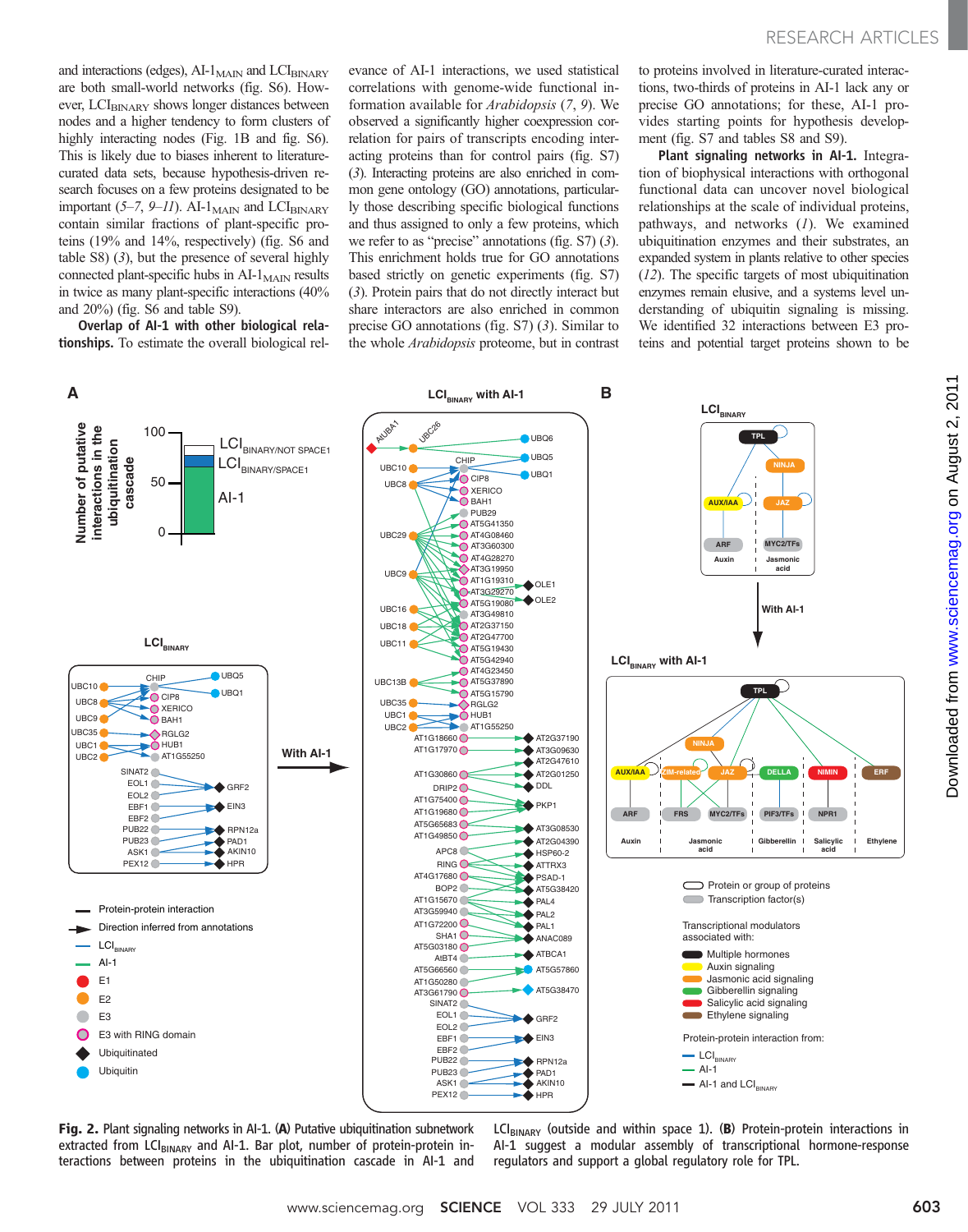and interactions (edges), AI-$1_{MAIN}$ and $LCI_{BINARY}$ are both small-world networks (fig. S6). However, $LCI_{BINARY}$ shows longer distances between nodes and a higher tendency to form clusters of highly interacting nodes (Fig. 1B and fig. S6). This is likely due to biases inherent to literature-curated data sets, because hypothesis-driven research focuses on a few proteins designated to be important (*5*–*7*, *9*–*11*). AI-$1_{MAIN}$ and $LCI_{BINARY}$ contain similar fractions of plant-specific proteins (19% and 14%, respectively) (fig. S6 and table S8) (*3*), but the presence of several highly connected plant-specific hubs in AI-$1_{MAIN}$ results in twice as many plant-specific interactions (40% and 20%) (fig. S6 and table S9).

**Overlap of AI-1 with other biological relationships.** To estimate the overall biological relevance of AI-1 interactions, we used statistical correlations with genome-wide functional information available for *Arabidopsis* (*7*, *9*). We observed a significantly higher coexpression correlation for pairs of transcripts encoding interacting proteins than for control pairs (fig. S7) (*3*). Interacting proteins are also enriched in common gene ontology (GO) annotations, particularly those describing specific biological functions and thus assigned to only a few proteins, which we refer to as "precise" annotations (fig. S7) (*3*). This enrichment holds true for GO annotations based strictly on genetic experiments (fig. S7) (*3*). Protein pairs that do not directly interact but share interactors are also enriched in common precise GO annotations (fig. S7) (*3*). Similar to the whole *Arabidopsis* proteome, but in contrast to proteins involved in literature-curated interactions, two-thirds of proteins in AI-1 lack any or precise GO annotations; for these, AI-1 provides starting points for hypothesis development (fig. S7 and tables S8 and S9).

**Plant signaling networks in AI-1.** Integration of biophysical interactions with orthogonal functional data can uncover novel biological relationships at the scale of individual proteins, pathways, and networks (*1*). We examined ubiquitination enzymes and their substrates, an expanded system in plants relative to other species (*12*). The specific targets of most ubiquitination enzymes remain elusive, and a systems level understanding of ubiquitin signaling is missing. We identified 32 interactions between E3 proteins and potential target proteins shown to be

**Fig. 2.** Plant signaling networks in AI-1. (**A**) Putative ubiquitination subnetwork extracted from $LCI_{BINARY}$ and AI-1. Bar plot, number of protein-protein interactions between proteins in the ubiquitination cascade in AI-1 and $LCI_{BINARY}$ (outside and within space 1). (**B**) Protein-protein interactions in AI-1 suggest a modular assembly of transcriptional hormone-response regulators and support a global regulatory role for TPL.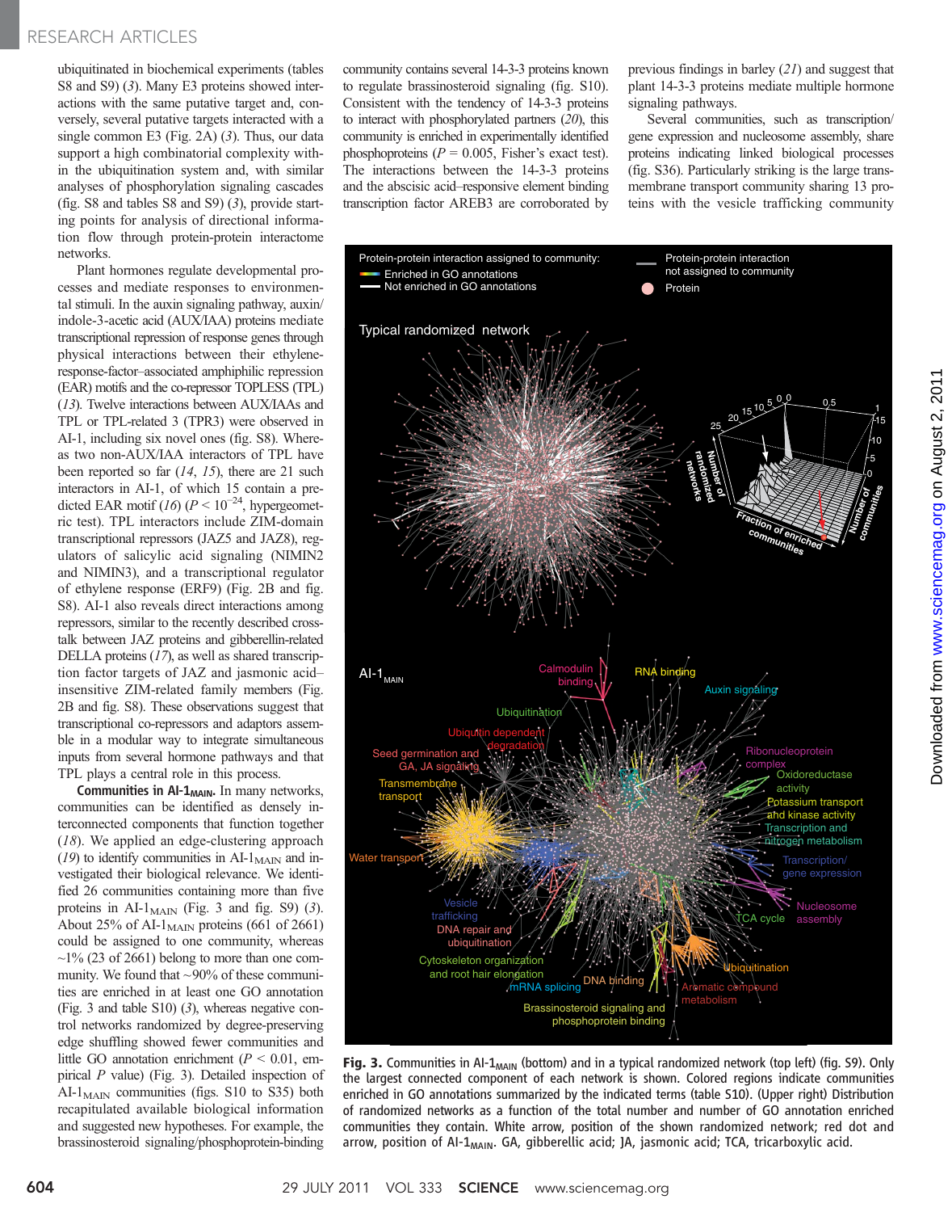ubiquitinated in biochemical experiments (tables S8 and S9) (*3*). Many E3 proteins showed interactions with the same putative target and, conversely, several putative targets interacted with a single common E3 (Fig. 2A) (*3*). Thus, our data support a high combinatorial complexity within the ubiquitination system and, with similar analyses of phosphorylation signaling cascades (fig. S8 and tables S8 and S9) (*3*), provide starting points for analysis of directional information flow through protein-protein interactome networks.

Plant hormones regulate developmental processes and mediate responses to environmental stimuli. In the auxin signaling pathway, auxin/indole-3-acetic acid (AUX/IAA) proteins mediate transcriptional repression of response genes through physical interactions between their ethylene-response-factor–associated amphiphilic repression (EAR) motifs and the co-repressor TOPLESS (TPL) (*13*). Twelve interactions between AUX/IAAs and TPL or TPL-related 3 (TPR3) were observed in AI-1, including six novel ones (fig. S8). Whereas two non-AUX/IAA interactors of TPL have been reported so far (*14*, *15*), there are 21 such interactors in AI-1, of which 15 contain a predicted EAR motif (*16*) ($P < 10^{-24}$, hypergeometric test). TPL interactors include ZIM-domain transcriptional repressors (JAZ5 and JAZ8), regulators of salicylic acid signaling (NIMIN2 and NIMIN3), and a transcriptional regulator of ethylene response (ERF9) (Fig. 2B and fig. S8). AI-1 also reveals direct interactions among repressors, similar to the recently described cross-talk between JAZ proteins and gibberellin-related DELLA proteins (*17*), as well as shared transcription factor targets of JAZ and jasmonic acid–insensitive ZIM-related family members (Fig. 2B and fig. S8). These observations suggest that transcriptional co-repressors and adaptors assemble in a modular way to integrate simultaneous inputs from several hormone pathways and that TPL plays a central role in this process.

**Communities in AI-1$_{MAIN}$.** In many networks, communities can be identified as densely interconnected components that function together (*18*). We applied an edge-clustering approach (*19*) to identify communities in AI-1$_{MAIN}$ and investigated their biological relevance. We identified 26 communities containing more than five proteins in AI-1$_{MAIN}$ (Fig. 3 and fig. S9) (*3*). About 25% of AI-1$_{MAIN}$ proteins (661 of 2661) could be assigned to one community, whereas ~1% (23 of 2661) belong to more than one community. We found that ~90% of these communities are enriched in at least one GO annotation (Fig. 3 and table S10) (*3*), whereas negative control networks randomized by degree-preserving edge shuffling showed fewer communities and little GO annotation enrichment ($P < 0.01$, empirical $P$ value) (Fig. 3). Detailed inspection of AI-1$_{MAIN}$ communities (figs. S10 to S35) both recapitulated available biological information and suggested new hypotheses. For example, the brassinosteroid signaling/phosphoprotein-binding community contains several 14-3-3 proteins known to regulate brassinosteroid signaling (fig. S10). Consistent with the tendency of 14-3-3 proteins to interact with phosphorylated partners (*20*), this community is enriched in experimentally identified phosphoproteins ($P = 0.005$, Fisher's exact test). The interactions between the 14-3-3 proteins and the abscisic acid–responsive element binding transcription factor AREB3 are corroborated by previous findings in barley (*21*) and suggest that plant 14-3-3 proteins mediate multiple hormone signaling pathways.

Several communities, such as transcription/gene expression and nucleosome assembly, share proteins indicating linked biological processes (fig. S36). Particularly striking is the large transmembrane transport community sharing 13 proteins with the vesicle trafficking community

**Fig. 3.** Communities in AI-1$_{MAIN}$ (bottom) and in a typical randomized network (top left) (fig. S9). Only the largest connected component of each network is shown. Colored regions indicate communities enriched in GO annotations summarized by the indicated terms (table S10). (Upper right) Distribution of randomized networks as a function of the total number and number of GO annotation enriched communities they contain. White arrow, position of the shown randomized network; red dot and arrow, position of AI-1$_{MAIN}$. GA, gibberellic acid; JA, jasmonic acid; TCA, tricarboxylic acid.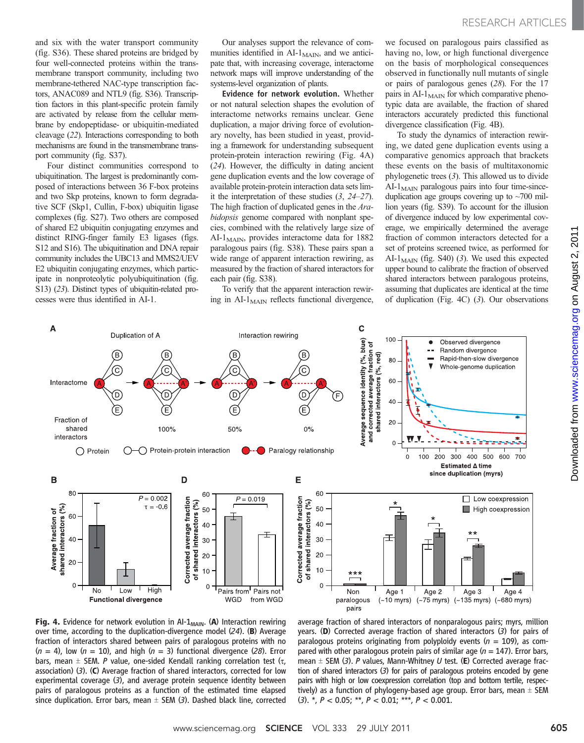and six with the water transport community (fig. S36). These shared proteins are bridged by four well-connected proteins within the transmembrane transport community, including two membrane-tethered NAC-type transcription factors, ANAC089 and NTL9 (fig. S36). Transcription factors in this plant-specific protein family are activated by release from the cellular membrane by endopeptidase- or ubiquitin-mediated cleavage (*22*). Interactions corresponding to both mechanisms are found in the transmembrane transport community (fig. S37).

Four distinct communities correspond to ubiquitination. The largest is predominantly composed of interactions between 36 F-box proteins and two Skp proteins, known to form degradative SCF (Skp1, Cullin, F-box) ubiquitin ligase complexes (fig. S27). Two others are composed of shared E2 ubiquitin conjugating enzymes and distinct RING-finger family E3 ligases (figs. S12 and S16). The ubiquitination and DNA repair community includes the UBC13 and MMS2/UEV E2 ubiquitin conjugating enzymes, which participate in nonproteolytic polyubiquitination (fig. S13) (*23*). Distinct types of ubiquitin-related processes were thus identified in AI-1.

Our analyses support the relevance of communities identified in AI-$1_{MAIN}$, and we anticipate that, with increasing coverage, interactome network maps will improve understanding of the systems-level organization of plants.

**Evidence for network evolution.** Whether or not natural selection shapes the evolution of interactome networks remains unclear. Gene duplication, a major driving force of evolutionary novelty, has been studied in yeast, providing a framework for understanding subsequent protein-protein interaction rewiring (Fig. 4A) (*24*). However, the difficulty in dating ancient gene duplication events and the low coverage of available protein-protein interaction data sets limit the interpretation of these studies (*3*, *24*–*27*). The high fraction of duplicated genes in the *Arabidopsis* genome compared with nonplant species, combined with the relatively large size of AI-$1_{MAIN}$, provides interactome data for 1882 paralogous pairs (fig. S38). These pairs span a wide range of apparent interaction rewiring, as measured by the fraction of shared interactors for each pair (fig. S38).

To verify that the apparent interaction rewiring in AI-$1_{MAIN}$ reflects functional divergence, we focused on paralogous pairs classified as having no, low, or high functional divergence on the basis of morphological consequences observed in functionally null mutants of single or pairs of paralogous genes (*28*). For the 17 pairs in AI-$1_{MAIN}$ for which comparative phenotypic data are available, the fraction of shared interactors accurately predicted this functional divergence classification (Fig. 4B).

To study the dynamics of interaction rewiring, we dated gene duplication events using a comparative genomics approach that brackets these events on the basis of multitaxonomic phylogenetic trees (*3*). This allowed us to divide AI-$1_{MAIN}$ paralogous pairs into four time-since-duplication age groups covering up to ~700 million years (fig. S39). To account for the illusion of divergence induced by low experimental coverage, we empirically determined the average fraction of common interactors detected for a set of proteins screened twice, as performed for AI-$1_{MAIN}$ (fig. S40) (*3*). We used this expected upper bound to calibrate the fraction of observed shared interactors between paralogous proteins, assuming that duplicates are identical at the time of duplication (Fig. 4C) (*3*). Our observations

**Fig. 4.** Evidence for network evolution in AI-$1_{MAIN}$. (**A**) Interaction rewiring over time, according to the duplication-divergence model (*24*). (**B**) Average fraction of interactors shared between pairs of paralogous proteins with no ($n$ = 4), low ($n$ = 10), and high ($n$ = 3) functional divergence (*28*). Error bars, mean ± SEM. *P* value, one-sided Kendall ranking correlation test (τ, association) (*3*). (**C**) Average fraction of shared interactors, corrected for low experimental coverage (*3*), and average protein sequence identity between pairs of paralogous proteins as a function of the estimated time elapsed since duplication. Error bars, mean ± SEM (*3*). Dashed black line, corrected average fraction of shared interactors of nonparalogous pairs; myrs, million years. (**D**) Corrected average fraction of shared interactors (*3*) for pairs of paralogous proteins originating from polyploidy events ($n$ = 109), as compared with other paralogous protein pairs of similar age ($n$ = 147). Error bars, mean ± SEM (*3*). *P* values, Mann-Whitney *U* test. (**E**) Corrected average fraction of shared interactors (*3*) for pairs of paralogous proteins encoded by gene pairs with high or low coexpression correlation (top and bottom tertile, respectively) as a function of phylogeny-based age group. Error bars, mean ± SEM (*3*). *, $P < 0.05$; **, $P < 0.01$; ***, $P < 0.001$.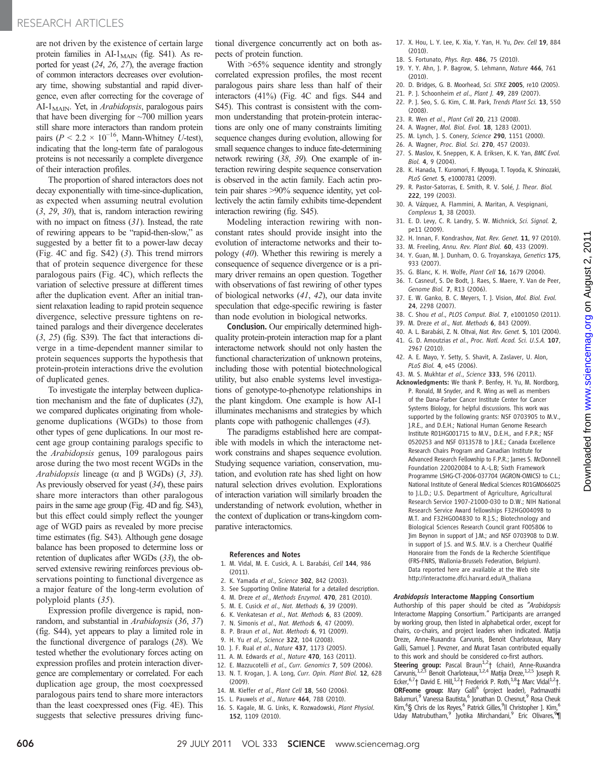are not driven by the existence of certain large protein families in AI-$1_{MAIN}$ (fig. S41). As reported for yeast (24, 26, 27), the average fraction of common interactors decreases over evolutionary time, showing substantial and rapid divergence, even after correcting for the coverage of AI-$1_{MAIN}$. Yet, in *Arabidopsis*, paralogous pairs that have been diverging for ~700 million years still share more interactors than random protein pairs ($P < 2.2 \times 10^{-16}$, Mann-Whitney *U*-test), indicating that the long-term fate of paralogous proteins is not necessarily a complete divergence of their interaction profiles.

The proportion of shared interactors does not decay exponentially with time-since-duplication, as expected when assuming neutral evolution (3, 29, 30), that is, random interaction rewiring with no impact on fitness (31). Instead, the rate of rewiring appears to be "rapid-then-slow," as suggested by a better fit to a power-law decay (Fig. 4C and fig. S42) (3). This trend mirrors that of protein sequence divergence for these paralogous pairs (Fig. 4C), which reflects the variation of selective pressure at different times after the duplication event. After an initial transient relaxation leading to rapid protein sequence divergence, selective pressure tightens on retained paralogs and their divergence decelerates (3, 25) (fig. S39). The fact that interactions diverge in a time-dependent manner similar to protein sequences supports the hypothesis that protein-protein interactions drive the evolution of duplicated genes.

To investigate the interplay between duplication mechanism and the fate of duplicates (32), we compared duplicates originating from whole-genome duplications (WGDs) to those from other types of gene duplications. In our most recent age group containing paralogs specific to the *Arabidopsis* genus, 109 paralogous pairs arose during the two most recent WGDs in the *Arabidopsis* lineage (α and β WGDs) (3, 33). As previously observed for yeast (34), these pairs share more interactors than other paralogous pairs in the same age group (Fig. 4D and fig. S43), but this effect could simply reflect the younger age of WGD pairs as revealed by more precise time estimates (fig. S43). Although gene dosage balance has been proposed to determine loss or retention of duplicates after WGDs (33), the observed extensive rewiring reinforces previous observations pointing to functional divergence as a major feature of the long-term evolution of polyploid plants (35).

Expression profile divergence is rapid, nonrandom, and substantial in *Arabidopsis* (36, 37) (fig. S44), yet appears to play a limited role in the functional divergence of paralogs (28). We tested whether the evolutionary forces acting on expression profiles and protein interaction divergence are complementary or correlated. For each duplication age group, the most coexpressed paralogous pairs tend to share more interactors than the least coexpressed ones (Fig. 4E). This suggests that selective pressures driving functional divergence concurrently act on both aspects of protein function.

With >65% sequence identity and strongly correlated expression profiles, the most recent paralogous pairs share less than half of their interactors (41%) (Fig. 4C and figs. S44 and S45). This contrast is consistent with the common understanding that protein-protein interactions are only one of many constraints limiting sequence changes during evolution, allowing for small sequence changes to induce fate-determining network rewiring (38, 39). One example of interaction rewiring despite sequence conservation is observed in the actin family. Each actin protein pair shares >90% sequence identity, yet collectively the actin family exhibits time-dependent interaction rewiring (fig. S45).

Modeling interaction rewiring with nonconstant rates should provide insight into the evolution of interactome networks and their topology (40). Whether this rewiring is merely a consequence of sequence divergence or is a primary driver remains an open question. Together with observations of fast rewiring of other types of biological networks (41, 42), our data invite speculation that edge-specific rewiring is faster than node evolution in biological networks.

**Conclusion.** Our empirically determined high-quality protein-protein interaction map for a plant interactome network should not only hasten the functional characterization of unknown proteins, including those with potential biotechnological utility, but also enable systems level investigations of genotype-to-phenotype relationships in the plant kingdom. One example is how AI-1 illuminates mechanisms and strategies by which plants cope with pathogenic challenges (43).

The paradigms established here are compatible with models in which the interactome network constrains and shapes sequence evolution. Studying sequence variation, conservation, mutation, and evolution rate has shed light on how natural selection drives evolution. Explorations of interaction variation will similarly broaden the understanding of network evolution, whether in the context of duplication or trans-kingdom comparative interactomics.

### References and Notes

1. M. Vidal, M. E. Cusick, A. L. Barabási, *Cell* **144**, 986 (2011).
2. K. Yamada *et al.*, *Science* **302**, 842 (2003).
3. See Supporting Online Material for a detailed description.
4. M. Dreze *et al.*, *Methods Enzymol.* **470**, 281 (2010).
5. M. E. Cusick *et al.*, *Nat. Methods* **6**, 39 (2009).
6. K. Venkatesan *et al.*, *Nat. Methods* **6**, 83 (2009).
7. N. Simonis *et al.*, *Nat. Methods* **6**, 47 (2009).
8. P. Braun *et al.*, *Nat. Methods* **6**, 91 (2009).
9. H. Yu *et al.*, *Science* **322**, 104 (2008).
10. J. F. Rual *et al.*, *Nature* **437**, 1173 (2005).
11. A. M. Edwards *et al.*, *Nature* **470**, 163 (2011).
12. E. Mazzucotelli *et al.*, *Curr. Genomics* **7**, 509 (2006).
13. N. T. Krogan, J. A. Long, *Curr. Opin. Plant Biol.* **12**, 628 (2009).
14. M. Kieffer *et al.*, *Plant Cell* **18**, 560 (2006).
15. L. Pauwels *et al.*, *Nature* **464**, 788 (2010).
16. S. Kagale, M. G. Links, K. Rozwadowski, *Plant Physiol.* **152**, 1109 (2010).
17. X. Hou, L. Y. Lee, K. Xia, Y. Yan, H. Yu, *Dev. Cell* **19**, 884 (2010).
18. S. Fortunato, *Phys. Rep.* **486**, 75 (2010).
19. Y. Y. Ahn, J. P. Bagrow, S. Lehmann, *Nature* **466**, 761 (2010).
20. D. Bridges, G. B. Moorhead, *Sci. STKE* **2005**, re10 (2005).
21. P. J. Schoonheim *et al.*, *Plant J.* **49**, 289 (2007).
22. P. J. Seo, S. G. Kim, C. M. Park, *Trends Plant Sci.* **13**, 550 (2008).
23. R. Wen *et al.*, *Plant Cell* **20**, 213 (2008).
24. A. Wagner, *Mol. Biol. Evol.* **18**, 1283 (2001).
25. M. Lynch, J. S. Conery, *Science* **290**, 1151 (2000).
26. A. Wagner, *Proc. Biol. Sci.* **270**, 457 (2003).
27. S. Maslov, K. Sneppen, K. A. Eriksen, K. K. Yan, *BMC Evol. Biol.* **4**, 9 (2004).
28. K. Hanada, T. Kuromori, F. Myouga, T. Toyoda, K. Shinozaki, *PLoS Genet.* **5**, e1000781 (2009).
29. R. Pastor-Satorras, E. Smith, R. V. Solé, *J. Theor. Biol.* **222**, 199 (2003).
30. A. Vázquez, A. Flammini, A. Maritan, A. Vespignani, *Complexus* **1**, 38 (2003).
31. E. D. Levy, C. R. Landry, S. W. Michnick, *Sci. Signal.* **2**, pe11 (2009).
32. H. Innan, F. Kondrashov, *Nat. Rev. Genet.* **11**, 97 (2010).
33. M. Freeling, *Annu. Rev. Plant Biol.* **60**, 433 (2009).
34. Y. Guan, M. J. Dunham, O. G. Troyanskaya, *Genetics* **175**, 933 (2007).
35. G. Blanc, K. H. Wolfe, *Plant Cell* **16**, 1679 (2004).
36. T. Casneuf, S. De Bodt, J. Raes, S. Maere, Y. Van de Peer, *Genome Biol.* **7**, R13 (2006).
37. E. W. Ganko, B. C. Meyers, T. J. Vision, *Mol. Biol. Evol.* **24**, 2298 (2007).
38. C. Shou *et al.*, *PLOS Comput. Biol.* **7**, e1001050 (2011).
39. M. Dreze *et al.*, *Nat. Methods* **6**, 843 (2009).
40. A. L. Barabási, Z. N. Oltvai, *Nat. Rev. Genet.* **5**, 101 (2004).
41. G. D. Amoutzias *et al.*, *Proc. Natl. Acad. Sci. U.S.A.* **107**, 2967 (2010).
42. A. E. Mayo, Y. Setty, S. Shavit, A. Zaslaver, U. Alon, *PLoS Biol.* **4**, e45 (2006).
43. M. S. Mukhtar *et al.*, *Science* **333**, 596 (2011).

**Acknowledgments:** We thank P. Benfey, H. Yu, M. Nordborg, P. Ronald, M Snyder, and R. Wing as well as members of the Dana-Farber Cancer Institute Center for Cancer Systems Biology, for helpful discussions. This work was supported by the following grants: NSF 0703905 to M.V., J.R.E., and D.E.H.; National Human Genome Research Institute R01HG001715 to M.V., D.E.H., and F.P.R.; NSF 0520253 and NSF 0313578 to J.R.E.; Canada Excellence Research Chairs Program and Canadian Institute for Advanced Research Fellowship to F.P.R.; James S. McDonnell Foundation 220020084 to A.-L.B; Sixth Framework Programme LSHG-CT-2006-037704 (AGRON-OMICS) to C.L.; National Institute of General Medical Sciences R01GM066025 to J.L.D.; U.S. Department of Agriculture, Agricultural Research Service 1907-21000-030 to D.W.; NIH National Research Service Award fellowships F32HG004098 to M.T. and F32HG004830 to R.J.S.; Biotechnology and Biological Sciences Research Council grant F005806 to Jim Beynon in support of J.M.; and NSF 0703908 to D.W. in support of J.S. and W.S. M.V. is a Chercheur Qualifié Honoraire from the Fonds de la Recherche Scientifique (FRS-FNRS, Wallonia-Brussels Federation, Belgium). Data reported here are available at the Web site http://interactome.dfci.harvard.edu/A_thaliana

### *Arabidopsis* Interactome Mapping Consortium

Authorship of this paper should be cited as "*Arabidopsis* Interactome Mapping Consortium." Participants are arranged by working group, then listed in alphabetical order, except for chairs, co-chairs, and project leaders when indicated. Matija Dreze, Anne-Ruxandra Carvunis, Benoit Charloteaux, Mary Galli, Samuel J. Pevzner, and Murat Tasan contributed equally to this work and should be considered co-first authors.

**Steering group:** Pascal Braun[1,2]† (chair), Anne-Ruxandra Carvunis,[1,2,3] Benoit Charloteaux,[1,2,4] Matija Dreze,[1,2,5] Joseph R. Ecker,[6,7]† David E. Hill,[1,2]† Frederick P. Roth,[1,8]‡ Marc Vidal[1,2]†.
**ORFeome group:** Mary Galli[6] (project leader), Padmavathi Balumuri,[9] Vanessa Bautista,[6] Jonathan D. Chesnut,[9] Rosa Cheuk Kim,[6]§ Chris de los Reyes,[6] Patrick Gilles,[9]‖ Christopher J. Kim,[6] Uday Matrubutham,[9] Jyotika Mirchandani,[9] Eric Olivares,[9]¶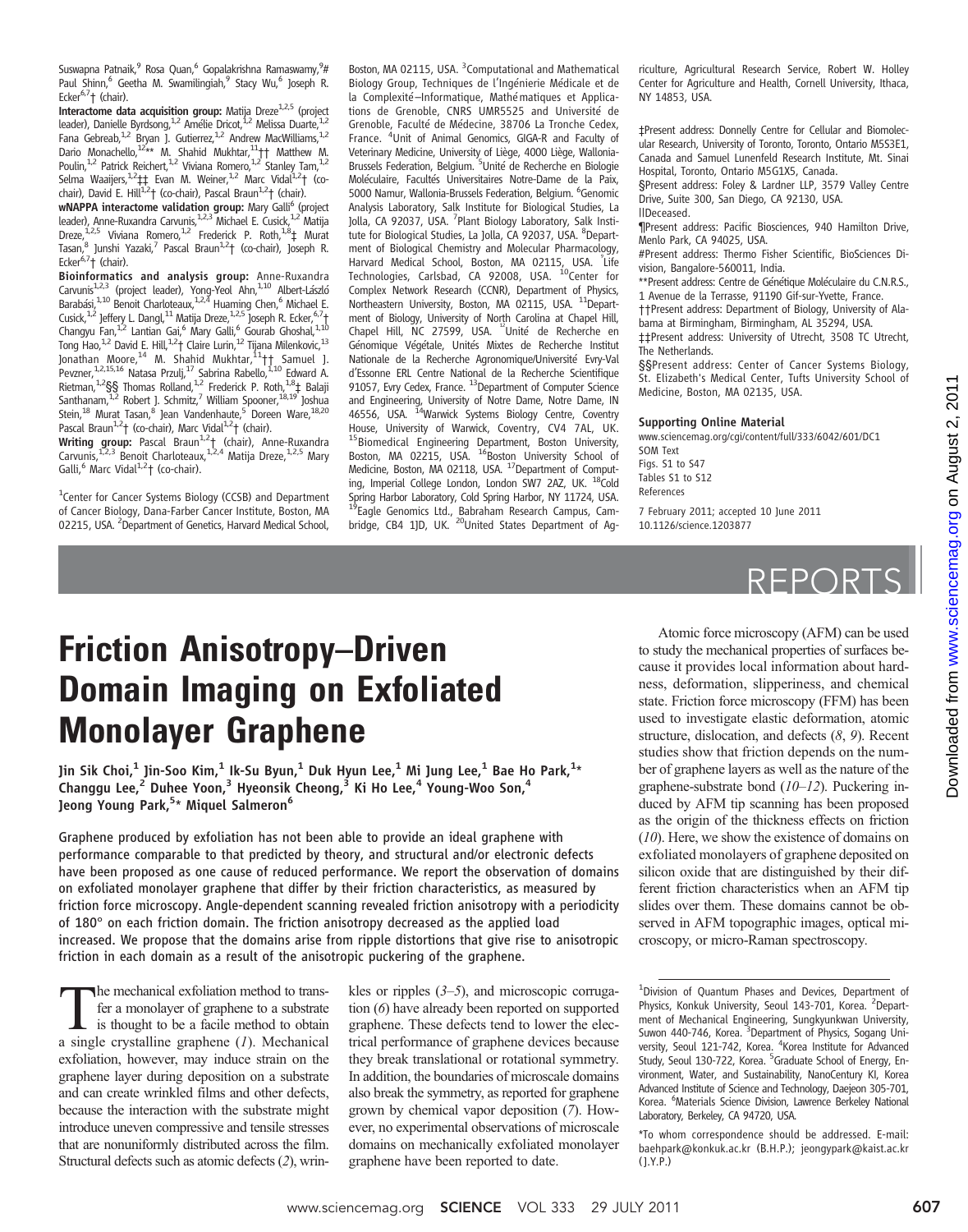Suswapna Patnaik,[9] Rosa Quan,[6] Gopalakrishna Ramaswamy,[9]# Paul Shinn,[6] Geetha M. Swamilingiah,[9] Stacy Wu,[6] Joseph R. Ecker[6,7]† (chair).

**Interactome data acquisition group:** Matija Dreze[1,2,5] (project leader), Danielle Byrdsong,[1,2] Amélie Dricot,[1,2] Melissa Duarte,[1,2] Fana Gebreab,[1,2] Bryan J. Gutierrez,[1,2] Andrew MacWilliams,[1,2] Dario Monachello,[12]** M. Shahid Mukhtar,[11]†† Matthew M. Poulin,[1,2] Patrick Reichert,[1,2] Viviana Romero,[1,2] Stanley Tam,[1,2] Selma Waaijers,[1,2]‡‡ Evan M. Weiner,[1,2] Marc Vidal[1,2]† (co-chair), David E. Hill[1,2]† (co-chair), Pascal Braun[1,2]† (chair).

**wNAPPA interactome validation group:** Mary Galli[6] (project leader), Anne-Ruxandra Carvunis,[1,2,3] Michael E. Cusick,[1,2] Matija Dreze,[1,2,5] Viviana Romero,[1,2] Frederick P. Roth,[1,8]‡ Murat Tasan,[8] Junshi Yazaki,[7] Pascal Braun[1,2]† (co-chair), Joseph R. Ecker[6,7]† (chair).

**Bioinformatics and analysis group:** Anne-Ruxandra Carvunis[1,2,3] (project leader), Yong-Yeol Ahn,[1,10] Albert-László Barabási,[1,10] Benoit Charloteaux,[1,2,4] Huaming Chen,[6] Michael E. Cusick,[1,2] Jeffery L. Dangl,[11] Matija Dreze,[1,2,5] Joseph R. Ecker,[6,7]† Changyu Fan,[1,2] Lantian Gai,[6] Mary Galli,[6] Gourab Ghoshal,[1,10] Tong Hao,[1,2] David E. Hill,[1,2]† Claire Lurin,[12] Tijana Milenkovic,[13] Jonathan Moore,[14] M. Shahid Mukhtar,[11]†† Samuel J. Pevzner,[1,2,15,16] Natasa Przulj,[17] Sabrina Rabello,[1,10] Edward A. Rietman,[1,2]§§ Thomas Rolland,[1,2] Frederick P. Roth,[1,8]‡ Balaji Santhanam,[1,2] Robert J. Schmitz,[7] William Spooner,[18,19] Joshua Stein,[18] Murat Tasan,[8] Jean Vandenhaute,[5] Doreen Ware,[18,20] Pascal Braun[1,2]† (co-chair), Marc Vidal[1,2]† (chair).

**Writing group:** Pascal Braun[1,2]† (chair), Anne-Ruxandra Carvunis,[1,2,3] Benoit Charloteaux,[1,2,4] Matija Dreze,[1,2,5] Mary Galli,[6] Marc Vidal[1,2]† (co-chair).

[1]Center for Cancer Systems Biology (CCSB) and Department of Cancer Biology, Dana-Farber Cancer Institute, Boston, MA 02215, USA. [2]Department of Genetics, Harvard Medical School, Boston, MA 02115, USA. [3]Computational and Mathematical Biology Group, Techniques de l'Ingénierie Médicale et de la Complexité–Informatique, Mathématiques et Applications de Grenoble, CNRS UMR5525 and Université de Grenoble, Faculté de Médecine, 38706 La Tronche Cedex, France. [4]Unit of Animal Genomics, GIGA-R and Faculty of Veterinary Medicine, University of Liège, 4000 Liège, Wallonia-Brussels Federation, Belgium. [5]Unité de Recherche en Biologie Moléculaire, Facultés Universitaires Notre-Dame de la Paix, 5000 Namur, Wallonia-Brussels Federation, Belgium. [6]Genomic Analysis Laboratory, Salk Institute for Biological Studies, La Jolla, CA 92037, USA. [7]Plant Biology Laboratory, Salk Institute for Biological Studies, La Jolla, CA 92037, USA. [8]Department of Biological Chemistry and Molecular Pharmacology, Harvard Medical School, Boston, MA 02115, USA. [9]Life Technologies, Carlsbad, CA 92008, USA. [10]Center for Complex Network Research (CCNR), Department of Physics, Northeastern University, Boston, MA 02115, USA. [11]Department of Biology, University of North Carolina at Chapel Hill, Chapel Hill, NC 27599, USA. [12]Unité de Recherche en Génomique Végétale, Unités Mixtes de Recherche Institut Nationale de la Recherche Agronomique/Université Evry-Val d'Essonne ERL Centre National de la Recherche Scientifique 91057, Evry Cedex, France. [13]Department of Computer Science and Engineering, University of Notre Dame, Notre Dame, IN 46556, USA. [14]Warwick Systems Biology Centre, Coventry House, University of Warwick, Coventry, CV4 7AL, UK. [15]Biomedical Engineering Department, Boston University, Boston, MA 02215, USA. [16]Boston University School of Medicine, Boston, MA 02118, USA. [17]Department of Computing, Imperial College London, London SW7 2AZ, UK. [18]Cold Spring Harbor Laboratory, Cold Spring Harbor, NY 11724, USA. [19]Eagle Genomics Ltd., Babraham Research Campus, Cambridge, CB4 1JD, UK. [20]United States Department of Agriculture, Agricultural Research Service, Robert W. Holley Center for Agriculture and Health, Cornell University, Ithaca, NY 14853, USA.

‡Present address: Donnelly Centre for Cellular and Biomolecular Research, University of Toronto, Toronto, Ontario M5S3E1, Canada and Samuel Lunenfeld Research Institute, Mt. Sinai Hospital, Toronto, Ontario M5G1X5, Canada.

§Present address: Foley & Lardner LLP, 3579 Valley Centre Drive, Suite 300, San Diego, CA 92130, USA.

||Deceased.

¶Present address: Pacific Biosciences, 940 Hamilton Drive, Menlo Park, CA 94025, USA.

#Present address: Thermo Fisher Scientific, BioSciences Division, Bangalore-560011, India.

**Present address: Centre de Génétique Moléculaire du C.N.R.S., 1 Avenue de la Terrasse, 91190 Gif-sur-Yvette, France.

††Present address: Department of Biology, University of Alabama at Birmingham, Birmingham, AL 35294, USA.

‡‡Present address: University of Utrecht, 3508 TC Utrecht, The Netherlands.

§§Present address: Center of Cancer Systems Biology, St. Elizabeth's Medical Center, Tufts University School of Medicine, Boston, MA 02135, USA.

### Supporting Online Material

www.sciencemag.org/cgi/content/full/333/6042/601/DC1
SOM Text
Figs. S1 to S47
Tables S1 to S12
References

7 February 2011; accepted 10 June 2011
10.1126/science.1203877

# REPORTS

# Friction Anisotropy–Driven Domain Imaging on Exfoliated Monolayer Graphene

**Jin Sik Choi,[1] Jin-Soo Kim,[1] Ik-Su Byun,[1] Duk Hyun Lee,[1] Mi Jung Lee,[1] Bae Ho Park,[1]* Changgu Lee,[2] Duhee Yoon,[3] Hyeonsik Cheong,[3] Ki Ho Lee,[4] Young-Woo Son,[4] Jeong Young Park,[5]* Miquel Salmeron[6]**

**Graphene produced by exfoliation has not been able to provide an ideal graphene with performance comparable to that predicted by theory, and structural and/or electronic defects have been proposed as one cause of reduced performance. We report the observation of domains on exfoliated monolayer graphene that differ by their friction characteristics, as measured by friction force microscopy. Angle-dependent scanning revealed friction anisotropy with a periodicity of 180° on each friction domain. The friction anisotropy decreased as the applied load increased. We propose that the domains arise from ripple distortions that give rise to anisotropic friction in each domain as a result of the anisotropic puckering of the graphene.**

The mechanical exfoliation method to transfer a monolayer of graphene to a substrate is thought to be a facile method to obtain a single crystalline graphene (*1*). Mechanical exfoliation, however, may induce strain on the graphene layer during deposition on a substrate and can create wrinkled films and other defects, because the interaction with the substrate might introduce uneven compressive and tensile stresses that are nonuniformly distributed across the film. Structural defects such as atomic defects (*2*), wrinkles or ripples (*3*–*5*), and microscopic corrugation (*6*) have already been reported on supported graphene. These defects tend to lower the electrical performance of graphene devices because they break translational or rotational symmetry. In addition, the boundaries of microscale domains also break the symmetry, as reported for graphene grown by chemical vapor deposition (*7*). However, no experimental observations of microscale domains on mechanically exfoliated monolayer graphene have been reported to date.

Atomic force microscopy (AFM) can be used to study the mechanical properties of surfaces because it provides local information about hardness, deformation, slipperiness, and chemical state. Friction force microscopy (FFM) has been used to investigate elastic deformation, atomic structure, dislocation, and defects (*8*, *9*). Recent studies show that friction depends on the number of graphene layers as well as the nature of the graphene-substrate bond (*10*–*12*). Puckering induced by AFM tip scanning has been proposed as the origin of the thickness effects on friction (*10*). Here, we show the existence of domains on exfoliated monolayers of graphene deposited on silicon oxide that are distinguished by their different friction characteristics when an AFM tip slides over them. These domains cannot be observed in AFM topographic images, optical microscopy, or micro-Raman spectroscopy.

[1]Division of Quantum Phases and Devices, Department of Physics, Konkuk University, Seoul 143-701, Korea. [2]Department of Mechanical Engineering, Sungkyunkwan University, Suwon 440-746, Korea. [3]Department of Physics, Sogang University, Seoul 121-742, Korea. [4]Korea Institute for Advanced Study, Seoul 130-722, Korea. [5]Graduate School of Energy, Environment, Water, and Sustainability, NanoCentury KI, Korea Advanced Institute of Science and Technology, Daejeon 305-701, Korea. [6]Materials Science Division, Lawrence Berkeley National Laboratory, Berkeley, CA 94720, USA.

*To whom correspondence should be addressed. E-mail: baehpark@konkuk.ac.kr (B.H.P.); jeongypark@kaist.ac.kr (J.Y.P.)